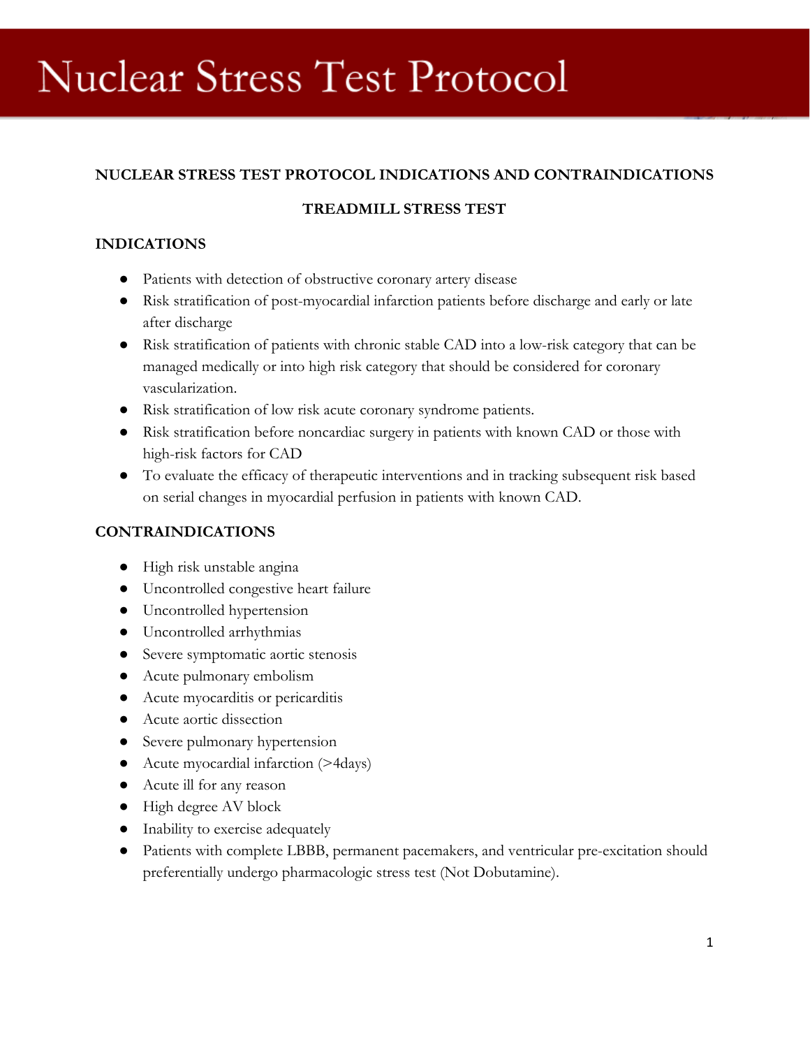# Nuclear Stress Test Protocol

**NUCLEAR STRESS TEST PROTOCOL INDICATIONS AND CONTRAINDICATIONS**

**TREADMILL STRESS TEST**

**INDICATIONS**

- Patients with detection of obstructive coronary artery disease
- Risk stratification of post-myocardial infarction patients before discharge and early or late after discharge
- Risk stratification of patients with chronic stable CAD into a low-risk category that can be managed medically or into high risk category that should be considered for coronary vascularization.
- Risk stratification of low risk acute coronary syndrome patients.
- Risk stratification before noncardiac surgery in patients with known CAD or those with high-risk factors for CAD
- To evaluate the efficacy of therapeutic interventions and in tracking subsequent risk based on serial changes in myocardial perfusion in patients with known CAD.

**CONTRAINDICATIONS**

- High risk unstable angina
- Uncontrolled congestive heart failure
- Uncontrolled hypertension
- Uncontrolled arrhythmias
- Severe symptomatic aortic stenosis
- Acute pulmonary embolism
- Acute myocarditis or pericarditis
- Acute aortic dissection
- Severe pulmonary hypertension
- Acute myocardial infarction (>4days)
- Acute ill for any reason
- High degree AV block
- Inability to exercise adequately
- Patients with complete LBBB, permanent pacemakers, and ventricular pre-excitation should preferentially undergo pharmacologic stress test (Not Dobutamine).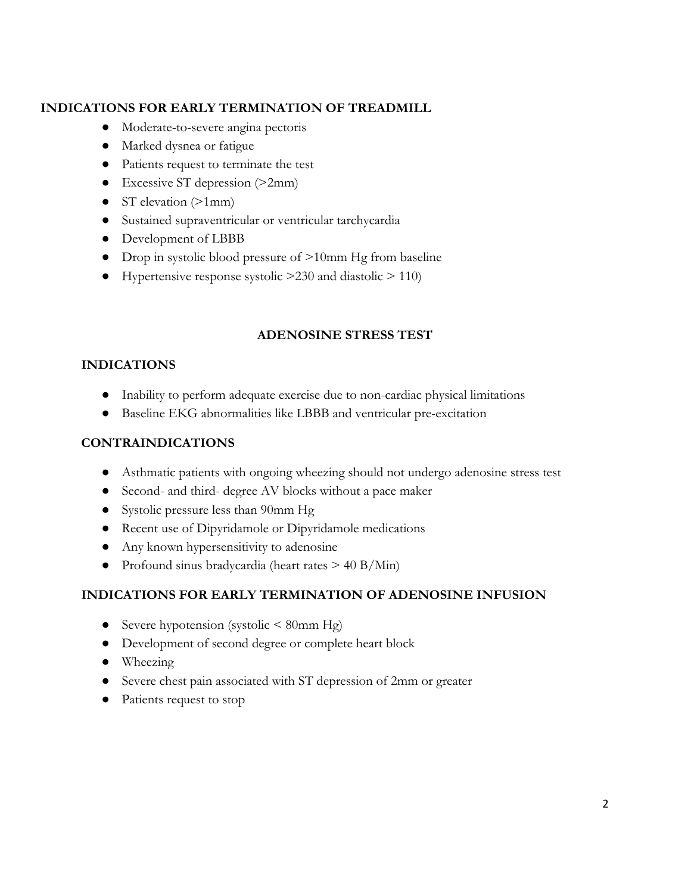### INDICATIONS FOR EARLY TERMINATION OF TREADMILL

- Moderate-to-severe angina pectoris
- Marked dysnea or fatigue
- Patients request to terminate the test
- Excessive ST depression (>2mm)
- ST elevation (>1mm)
- Sustained supraventricular or ventricular tarchycardia
- Development of LBBB
- Drop in systolic blood pressure of >10mm Hg from baseline
- Hypertensive response systolic >230 and diastolic > 110)

## ADENOSINE STRESS TEST

### INDICATIONS

- Inability to perform adequate exercise due to non-cardiac physical limitations
- Baseline EKG abnormalities like LBBB and ventricular pre-excitation

### CONTRAINDICATIONS

- Asthmatic patients with ongoing wheezing should not undergo adenosine stress test
- Second- and third- degree AV blocks without a pace maker
- Systolic pressure less than 90mm Hg
- Recent use of Dipyridamole or Dipyridamole medications
- Any known hypersensitivity to adenosine
- Profound sinus bradycardia (heart rates > 40 B/Min)

### INDICATIONS FOR EARLY TERMINATION OF ADENOSINE INFUSION

- Severe hypotension (systolic < 80mm Hg)
- Development of second degree or complete heart block
- Wheezing
- Severe chest pain associated with ST depression of 2mm or greater
- Patients request to stop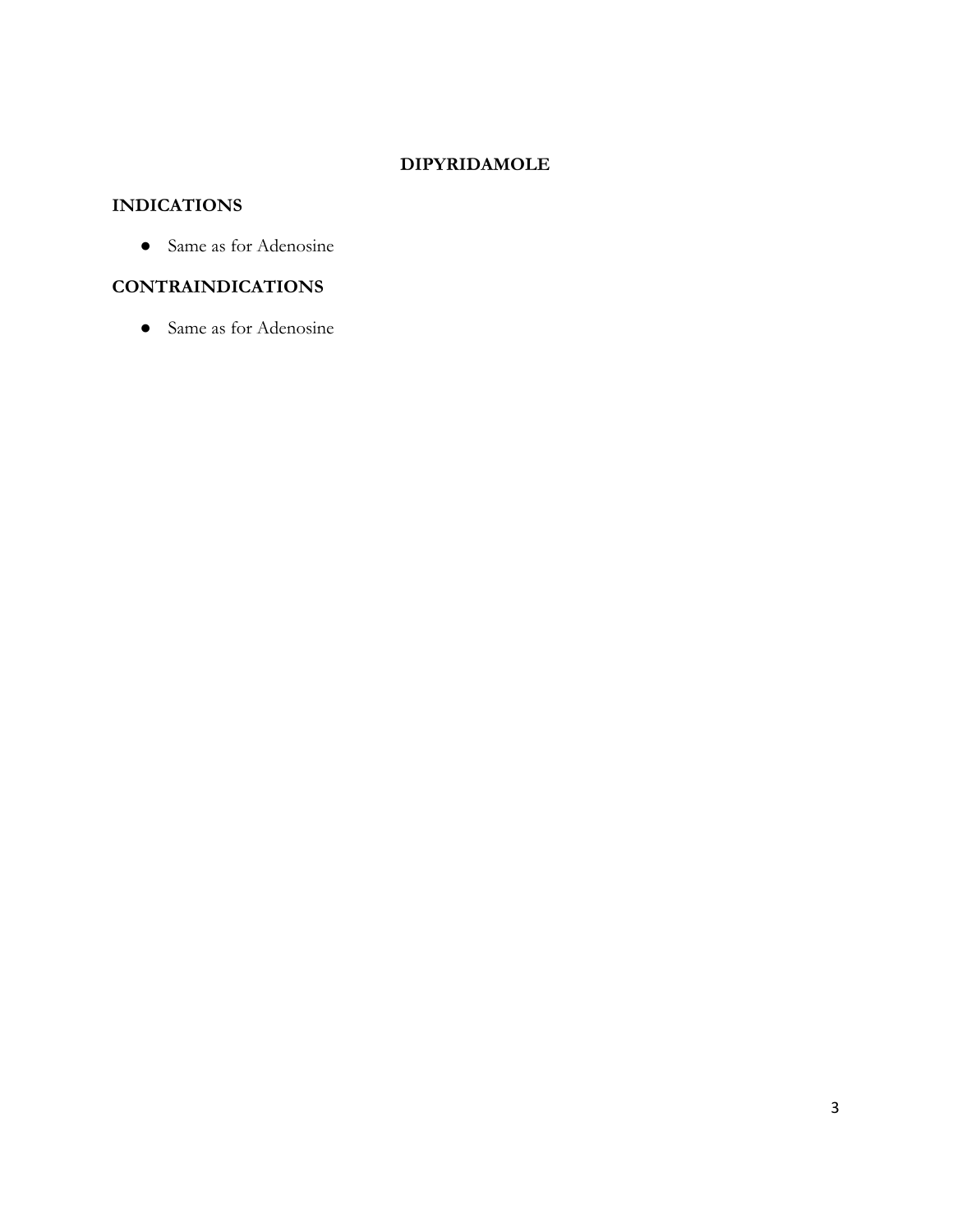# DIPYRIDAMOLE

## INDICATIONS

- Same as for Adenosine

## CONTRAINDICATIONS

- Same as for Adenosine